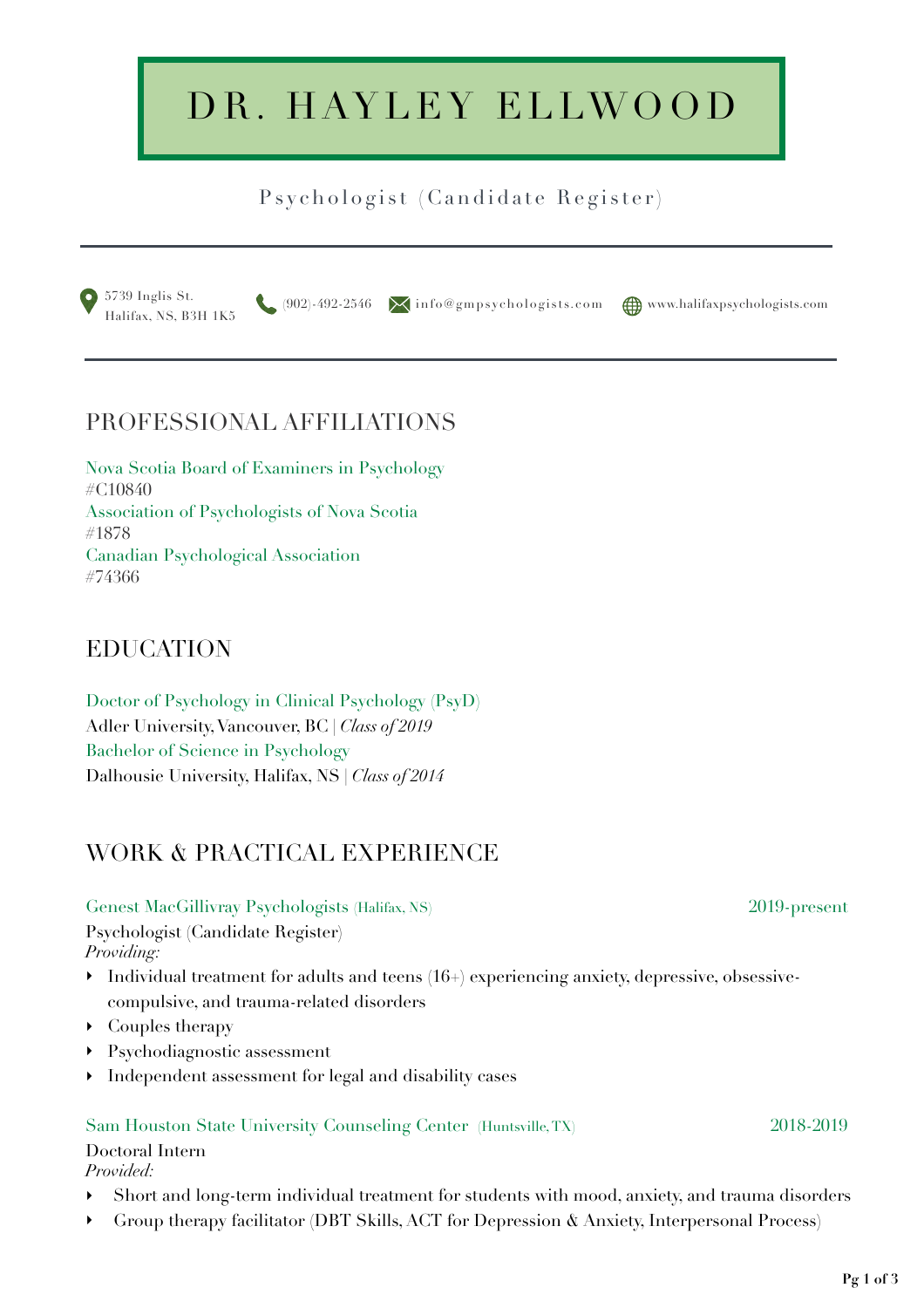# DR. HAYLEY ELLWOOD

Psychologist (Candidate Register)

5739 Inglis St.
Halifax, NS, B3H 1K5

(902)-492-2546

info@gmpsychologists.com

www.halifaxpsychologists.com

## PROFESSIONAL AFFILIATIONS

Nova Scotia Board of Examiners in Psychology
#C10840
Association of Psychologists of Nova Scotia
#1878
Canadian Psychological Association
#74366

## EDUCATION

Doctor of Psychology in Clinical Psychology (PsyD)
Adler University, Vancouver, BC | *Class of 2019*
Bachelor of Science in Psychology
Dalhousie University, Halifax, NS | *Class of 2014*

## WORK & PRACTICAL EXPERIENCE

Genest MacGillivray Psychologists (Halifax, NS) — 2019-present

Psychologist (Candidate Register)
*Providing:*

- Individual treatment for adults and teens (16+) experiencing anxiety, depressive, obsessive-compulsive, and trauma-related disorders
- Couples therapy
- Psychodiagnostic assessment
- Independent assessment for legal and disability cases

Sam Houston State University Counseling Center (Huntsville, TX) — 2018-2019

Doctoral Intern
*Provided:*

- Short and long-term individual treatment for students with mood, anxiety, and trauma disorders
- Group therapy facilitator (DBT Skills, ACT for Depression & Anxiety, Interpersonal Process)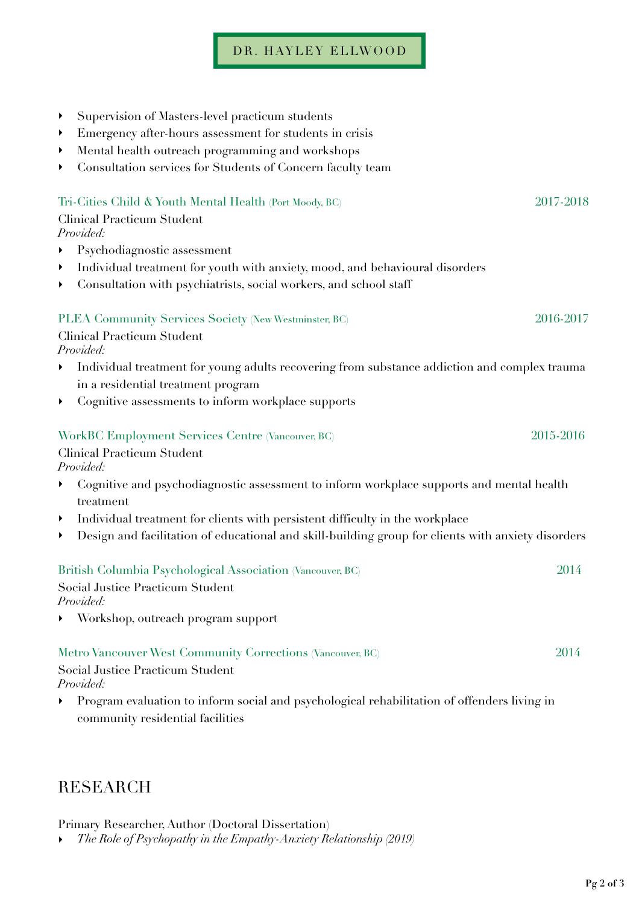- Supervision of Masters-level practicum students
- Emergency after-hours assessment for students in crisis
- Mental health outreach programming and workshops
- Consultation services for Students of Concern faculty team

**Tri-Cities Child & Youth Mental Health** (Port Moody, BC) — 2017-2018

Clinical Practicum Student

*Provided:*

- Psychodiagnostic assessment
- Individual treatment for youth with anxiety, mood, and behavioural disorders
- Consultation with psychiatrists, social workers, and school staff

**PLEA Community Services Society** (New Westminster, BC) — 2016-2017

Clinical Practicum Student

*Provided:*

- Individual treatment for young adults recovering from substance addiction and complex trauma in a residential treatment program
- Cognitive assessments to inform workplace supports

**WorkBC Employment Services Centre** (Vancouver, BC) — 2015-2016

Clinical Practicum Student

*Provided:*

- Cognitive and psychodiagnostic assessment to inform workplace supports and mental health treatment
- Individual treatment for clients with persistent difficulty in the workplace
- Design and facilitation of educational and skill-building group for clients with anxiety disorders

**British Columbia Psychological Association** (Vancouver, BC) — 2014

Social Justice Practicum Student

*Provided:*

- Workshop, outreach program support

**Metro Vancouver West Community Corrections** (Vancouver, BC) — 2014

Social Justice Practicum Student

*Provided:*

- Program evaluation to inform social and psychological rehabilitation of offenders living in community residential facilities

## RESEARCH

Primary Researcher, Author (Doctoral Dissertation)

- *The Role of Psychopathy in the Empathy-Anxiety Relationship (2019)*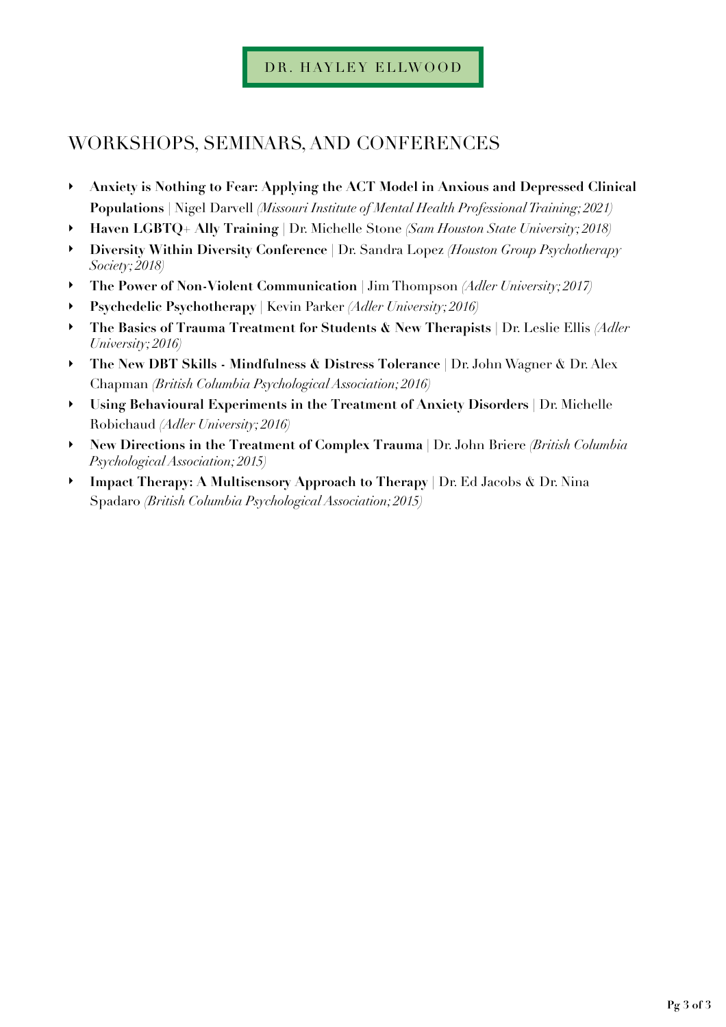## WORKSHOPS, SEMINARS, AND CONFERENCES

- **Anxiety is Nothing to Fear: Applying the ACT Model in Anxious and Depressed Clinical Populations** | Nigel Darvell *(Missouri Institute of Mental Health Professional Training; 2021)*
- **Haven LGBTQ+ Ally Training** | Dr. Michelle Stone *(Sam Houston State University; 2018)*
- **Diversity Within Diversity Conference** | Dr. Sandra Lopez *(Houston Group Psychotherapy Society; 2018)*
- **The Power of Non-Violent Communication** | Jim Thompson *(Adler University; 2017)*
- **Psychedelic Psychotherapy** | Kevin Parker *(Adler University; 2016)*
- **The Basics of Trauma Treatment for Students & New Therapists** | Dr. Leslie Ellis *(Adler University; 2016)*
- **The New DBT Skills - Mindfulness & Distress Tolerance** | Dr. John Wagner & Dr. Alex Chapman *(British Columbia Psychological Association; 2016)*
- **Using Behavioural Experiments in the Treatment of Anxiety Disorders** | Dr. Michelle Robichaud *(Adler University; 2016)*
- **New Directions in the Treatment of Complex Trauma** | Dr. John Briere *(British Columbia Psychological Association; 2015)*
- **Impact Therapy: A Multisensory Approach to Therapy** | Dr. Ed Jacobs & Dr. Nina Spadaro *(British Columbia Psychological Association; 2015)*